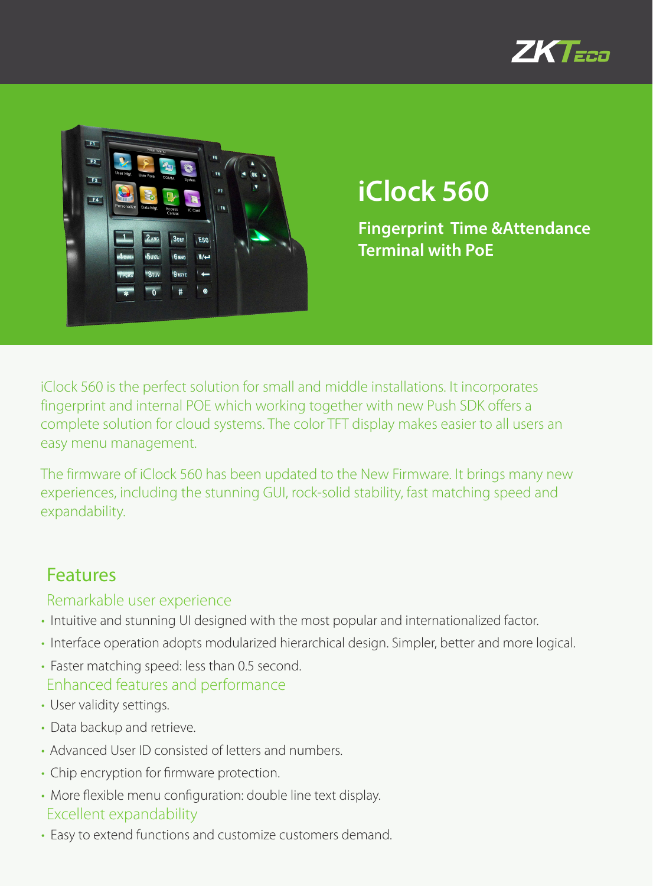# iClock 560

**Fingerprint Time &Attendance Terminal with PoE**

iClock 560 is the perfect solution for small and middle installations. It incorporates fingerprint and internal POE which working together with new Push SDK offers a complete solution for cloud systems. The color TFT display makes easier to all users an easy menu management.

The firmware of iClock 560 has been updated to the New Firmware. It brings many new experiences, including the stunning GUI, rock-solid stability, fast matching speed and expandability.

## Features

### Remarkable user experience

- Intuitive and stunning UI designed with the most popular and internationalized factor.
- Interface operation adopts modularized hierarchical design. Simpler, better and more logical.
- Faster matching speed: less than 0.5 second.

### Enhanced features and performance

- User validity settings.
- Data backup and retrieve.
- Advanced User ID consisted of letters and numbers.
- Chip encryption for firmware protection.
- More flexible menu configuration: double line text display.

### Excellent expandability

- Easy to extend functions and customize customers demand.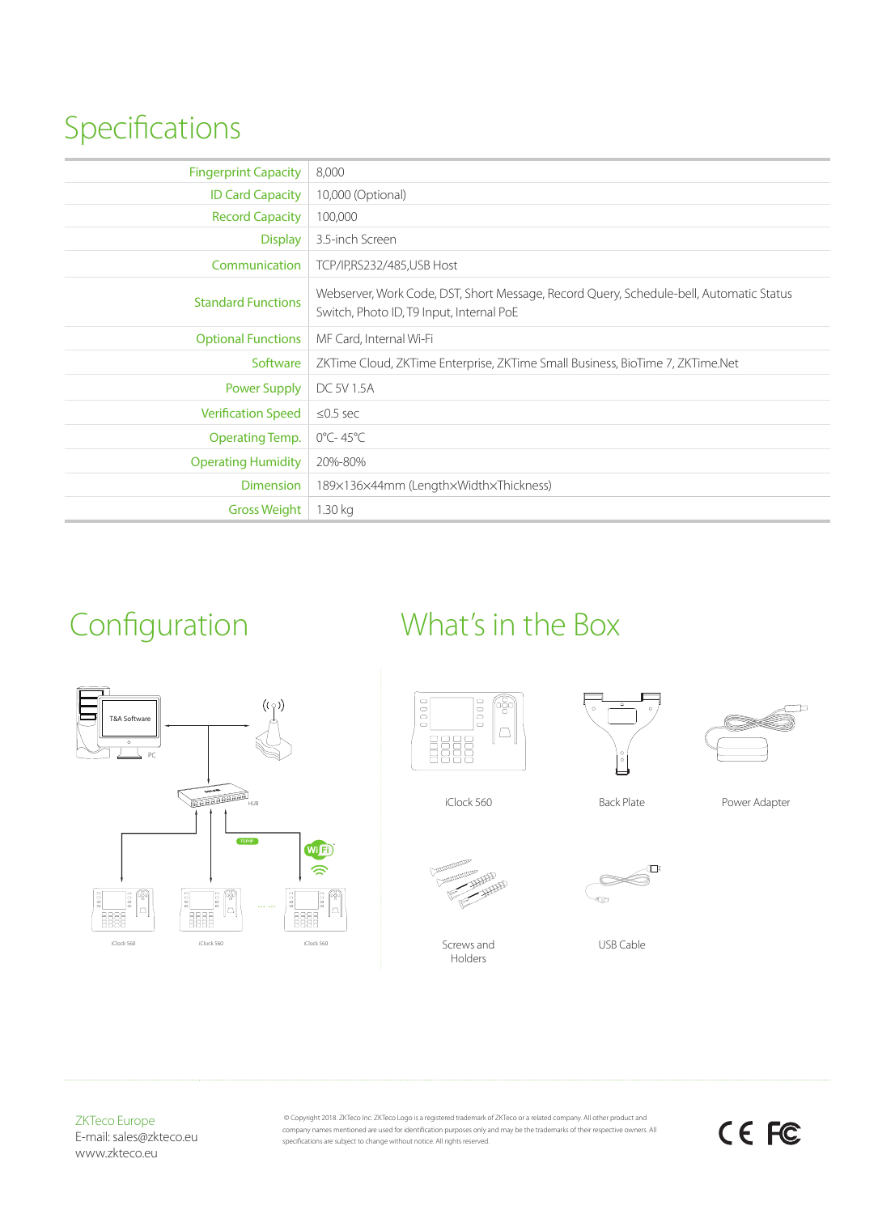# Specifications

| | |
|---|---|
| Fingerprint Capacity | 8,000 |
| ID Card Capacity | 10,000 (Optional) |
| Record Capacity | 100,000 |
| Display | 3.5-inch Screen |
| Communication | TCP/IP,RS232/485,USB Host |
| Standard Functions | Webserver, Work Code, DST, Short Message, Record Query, Schedule-bell, Automatic Status Switch, Photo ID, T9 Input, Internal PoE |
| Optional Functions | MF Card, Internal Wi-Fi |
| Software | ZKTime Cloud, ZKTime Enterprise, ZKTime Small Business, BioTime 7, ZKTime.Net |
| Power Supply | DC 5V 1.5A |
| Verification Speed | ≤0.5 sec |
| Operating Temp. | 0℃- 45℃ |
| Operating Humidity | 20%-80% |
| Dimension | 189×136×44mm (Length×Width×Thickness) |
| Gross Weight | 1.30 kg |

# Configuration

T&A Software

PC

HUB

TCP/IP

Wi Fi

iClock 560

iClock 560

iClock 560

# What's in the Box

iClock 560

Back Plate

Power Adapter

Screws and Holders

USB Cable

ZKTeco Europe
E-mail: sales@zkteco.eu
www.zkteco.eu

© Copyright 2018. ZKTeco Inc. ZKTeco Logo is a registered trademark of ZKTeco or a related company. All other product and company names mentioned are used for identification purposes only and may be the trademarks of their respective owners. All specifications are subject to change without notice. All rights reserved.